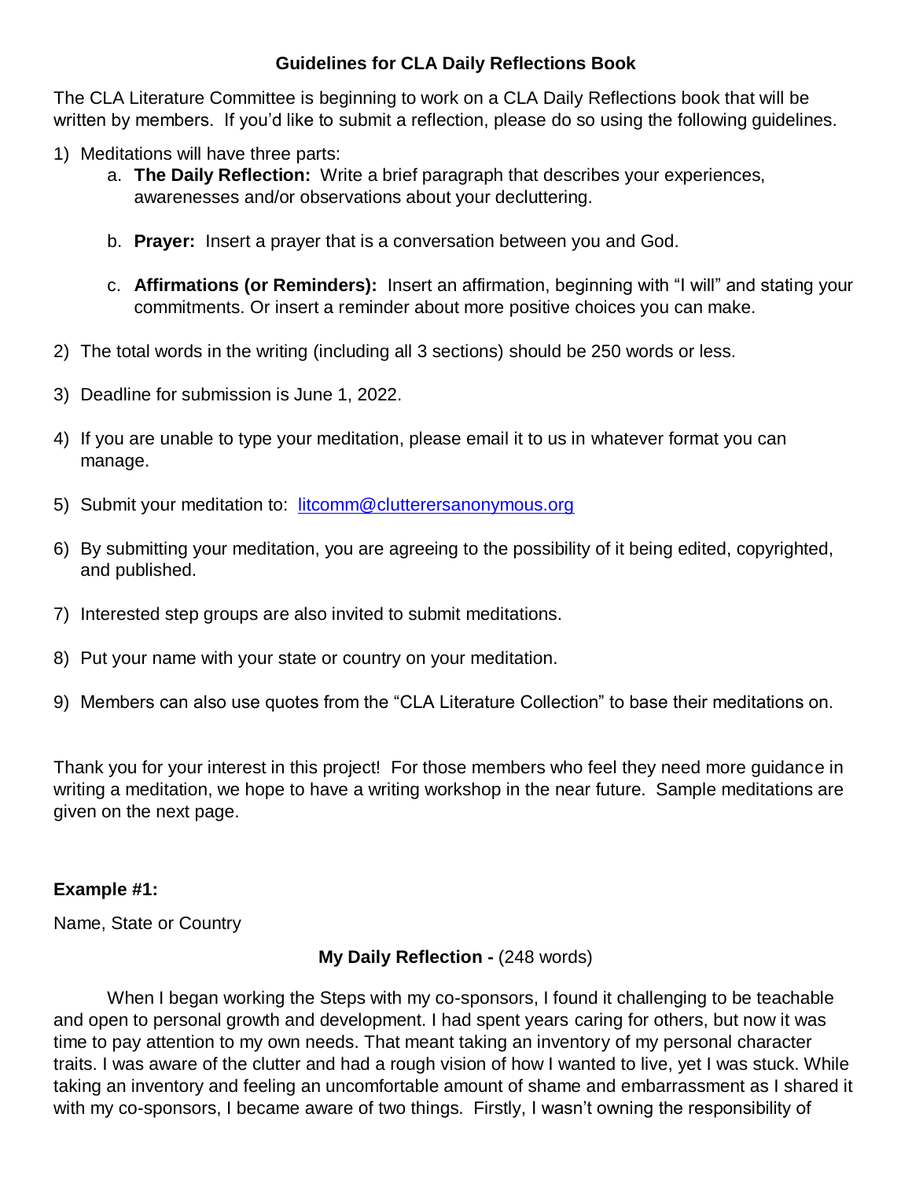# Guidelines for CLA Daily Reflections Book

The CLA Literature Committee is beginning to work on a CLA Daily Reflections book that will be written by members. If you'd like to submit a reflection, please do so using the following guidelines.

1) Meditations will have three parts:
   a. **The Daily Reflection:** Write a brief paragraph that describes your experiences, awarenesses and/or observations about your decluttering.

   b. **Prayer:** Insert a prayer that is a conversation between you and God.

   c. **Affirmations (or Reminders):** Insert an affirmation, beginning with "I will" and stating your commitments. Or insert a reminder about more positive choices you can make.

2) The total words in the writing (including all 3 sections) should be 250 words or less.

3) Deadline for submission is June 1, 2022.

4) If you are unable to type your meditation, please email it to us in whatever format you can manage.

5) Submit your meditation to: litcomm@clutterersanonymous.org

6) By submitting your meditation, you are agreeing to the possibility of it being edited, copyrighted, and published.

7) Interested step groups are also invited to submit meditations.

8) Put your name with your state or country on your meditation.

9) Members can also use quotes from the "CLA Literature Collection" to base their meditations on.

Thank you for your interest in this project! For those members who feel they need more guidance in writing a meditation, we hope to have a writing workshop in the near future. Sample meditations are given on the next page.

**Example #1:**

Name, State or Country

**My Daily Reflection -** (248 words)

When I began working the Steps with my co-sponsors, I found it challenging to be teachable and open to personal growth and development. I had spent years caring for others, but now it was time to pay attention to my own needs. That meant taking an inventory of my personal character traits. I was aware of the clutter and had a rough vision of how I wanted to live, yet I was stuck. While taking an inventory and feeling an uncomfortable amount of shame and embarrassment as I shared it with my co-sponsors, I became aware of two things. Firstly, I wasn't owning the responsibility of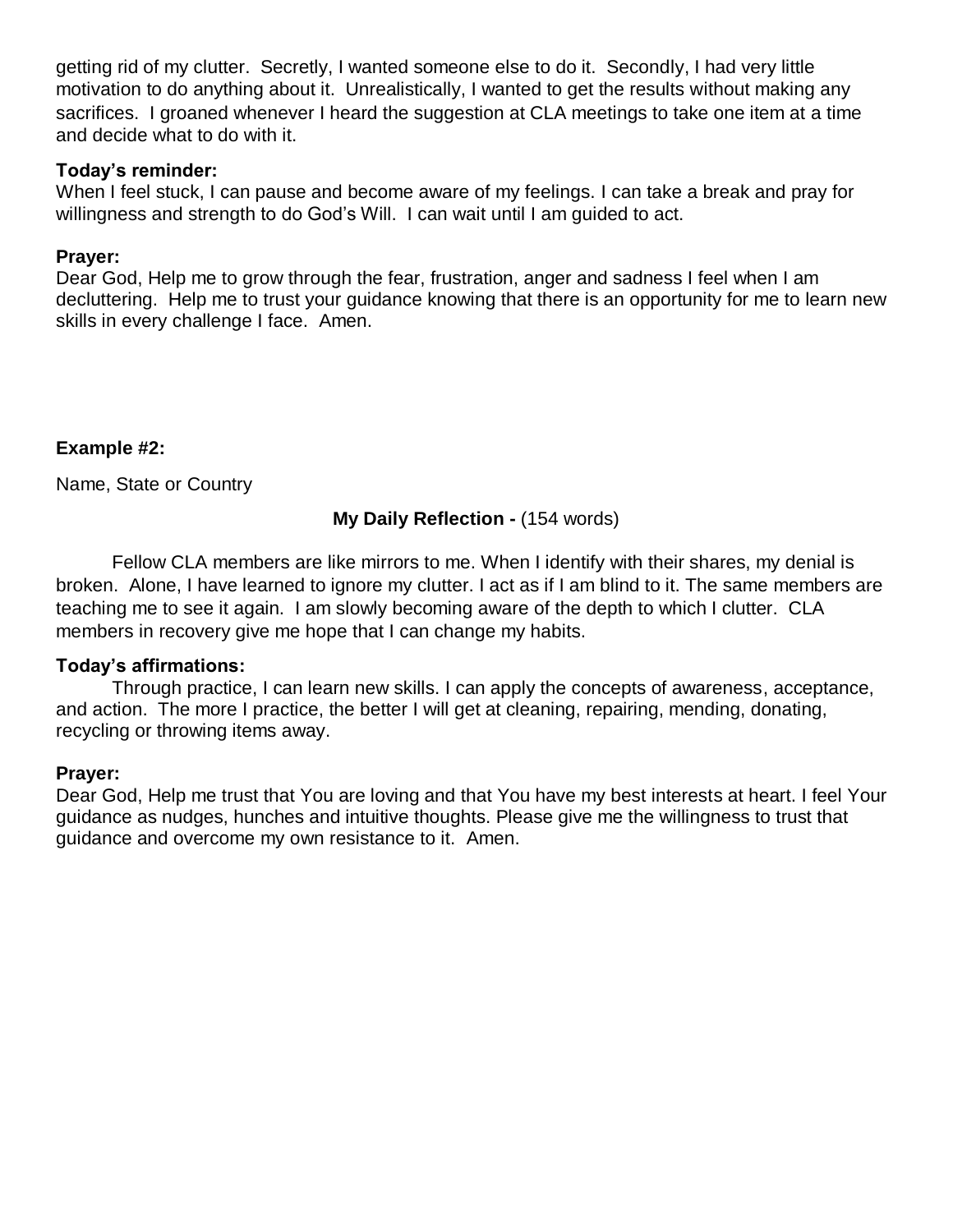getting rid of my clutter. Secretly, I wanted someone else to do it. Secondly, I had very little motivation to do anything about it. Unrealistically, I wanted to get the results without making any sacrifices. I groaned whenever I heard the suggestion at CLA meetings to take one item at a time and decide what to do with it.

**Today's reminder:**
When I feel stuck, I can pause and become aware of my feelings. I can take a break and pray for willingness and strength to do God's Will. I can wait until I am guided to act.

**Prayer:**
Dear God, Help me to grow through the fear, frustration, anger and sadness I feel when I am decluttering. Help me to trust your guidance knowing that there is an opportunity for me to learn new skills in every challenge I face. Amen.

**Example #2:**

Name, State or Country

**My Daily Reflection -** (154 words)

Fellow CLA members are like mirrors to me. When I identify with their shares, my denial is broken. Alone, I have learned to ignore my clutter. I act as if I am blind to it. The same members are teaching me to see it again. I am slowly becoming aware of the depth to which I clutter. CLA members in recovery give me hope that I can change my habits.

**Today's affirmations:**
Through practice, I can learn new skills. I can apply the concepts of awareness, acceptance, and action. The more I practice, the better I will get at cleaning, repairing, mending, donating, recycling or throwing items away.

**Prayer:**
Dear God, Help me trust that You are loving and that You have my best interests at heart. I feel Your guidance as nudges, hunches and intuitive thoughts. Please give me the willingness to trust that guidance and overcome my own resistance to it. Amen.